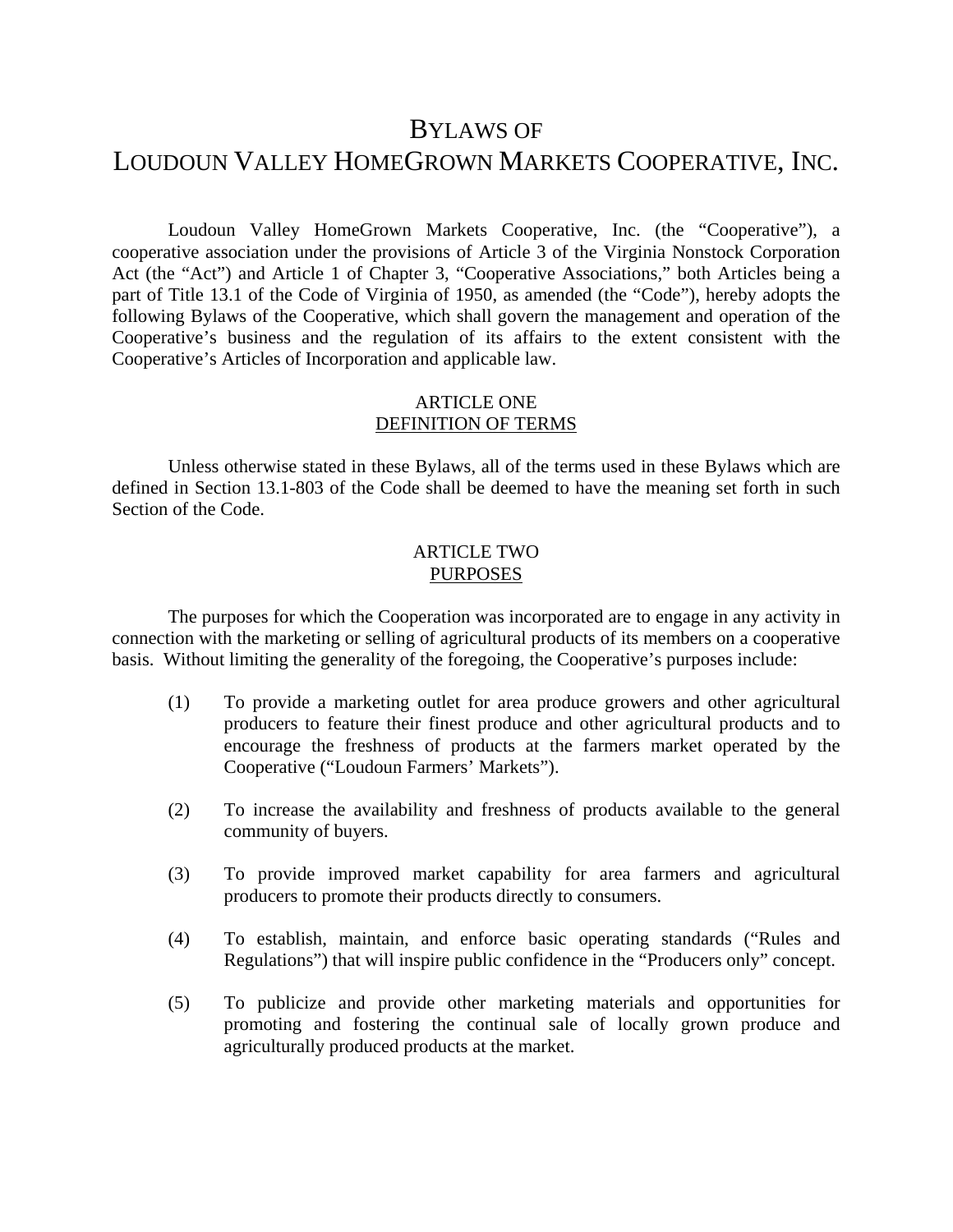# BYLAWS OF
# LOUDOUN VALLEY HOMEGROWN MARKETS COOPERATIVE, INC.

Loudoun Valley HomeGrown Markets Cooperative, Inc. (the "Cooperative"), a cooperative association under the provisions of Article 3 of the Virginia Nonstock Corporation Act (the "Act") and Article 1 of Chapter 3, "Cooperative Associations," both Articles being a part of Title 13.1 of the Code of Virginia of 1950, as amended (the "Code"), hereby adopts the following Bylaws of the Cooperative, which shall govern the management and operation of the Cooperative's business and the regulation of its affairs to the extent consistent with the Cooperative's Articles of Incorporation and applicable law.

## ARTICLE ONE
## DEFINITION OF TERMS

Unless otherwise stated in these Bylaws, all of the terms used in these Bylaws which are defined in Section 13.1-803 of the Code shall be deemed to have the meaning set forth in such Section of the Code.

## ARTICLE TWO
## PURPOSES

The purposes for which the Cooperation was incorporated are to engage in any activity in connection with the marketing or selling of agricultural products of its members on a cooperative basis. Without limiting the generality of the foregoing, the Cooperative's purposes include:

(1) To provide a marketing outlet for area produce growers and other agricultural producers to feature their finest produce and other agricultural products and to encourage the freshness of products at the farmers market operated by the Cooperative ("Loudoun Farmers' Markets").

(2) To increase the availability and freshness of products available to the general community of buyers.

(3) To provide improved market capability for area farmers and agricultural producers to promote their products directly to consumers.

(4) To establish, maintain, and enforce basic operating standards ("Rules and Regulations") that will inspire public confidence in the "Producers only" concept.

(5) To publicize and provide other marketing materials and opportunities for promoting and fostering the continual sale of locally grown produce and agriculturally produced products at the market.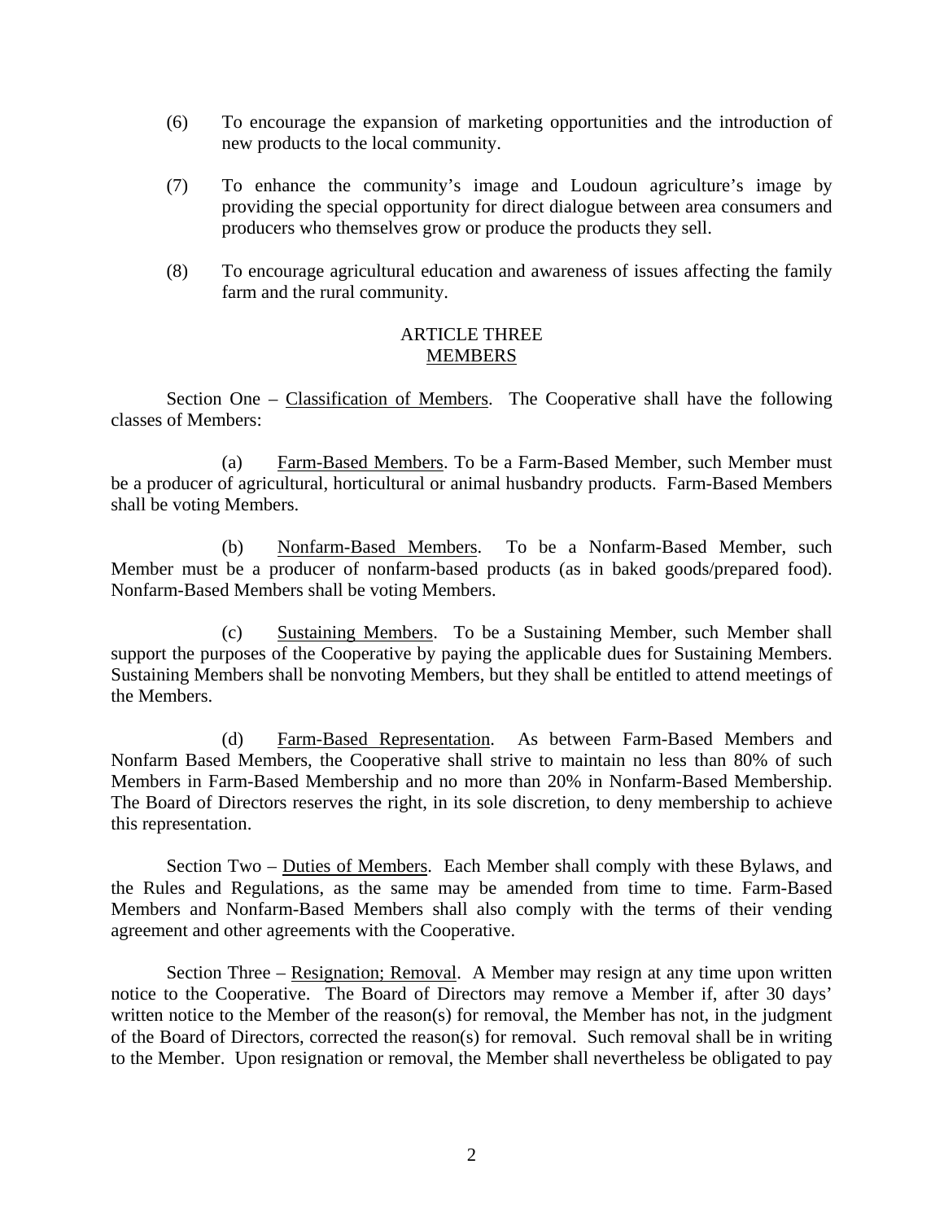(6) To encourage the expansion of marketing opportunities and the introduction of new products to the local community.

(7) To enhance the community's image and Loudoun agriculture's image by providing the special opportunity for direct dialogue between area consumers and producers who themselves grow or produce the products they sell.

(8) To encourage agricultural education and awareness of issues affecting the family farm and the rural community.

## ARTICLE THREE
## MEMBERS

Section One – Classification of Members. The Cooperative shall have the following classes of Members:

(a) Farm-Based Members. To be a Farm-Based Member, such Member must be a producer of agricultural, horticultural or animal husbandry products. Farm-Based Members shall be voting Members.

(b) Nonfarm-Based Members. To be a Nonfarm-Based Member, such Member must be a producer of nonfarm-based products (as in baked goods/prepared food). Nonfarm-Based Members shall be voting Members.

(c) Sustaining Members. To be a Sustaining Member, such Member shall support the purposes of the Cooperative by paying the applicable dues for Sustaining Members. Sustaining Members shall be nonvoting Members, but they shall be entitled to attend meetings of the Members.

(d) Farm-Based Representation. As between Farm-Based Members and Nonfarm Based Members, the Cooperative shall strive to maintain no less than 80% of such Members in Farm-Based Membership and no more than 20% in Nonfarm-Based Membership. The Board of Directors reserves the right, in its sole discretion, to deny membership to achieve this representation.

Section Two – Duties of Members. Each Member shall comply with these Bylaws, and the Rules and Regulations, as the same may be amended from time to time. Farm-Based Members and Nonfarm-Based Members shall also comply with the terms of their vending agreement and other agreements with the Cooperative.

Section Three – Resignation; Removal. A Member may resign at any time upon written notice to the Cooperative. The Board of Directors may remove a Member if, after 30 days' written notice to the Member of the reason(s) for removal, the Member has not, in the judgment of the Board of Directors, corrected the reason(s) for removal. Such removal shall be in writing to the Member. Upon resignation or removal, the Member shall nevertheless be obligated to pay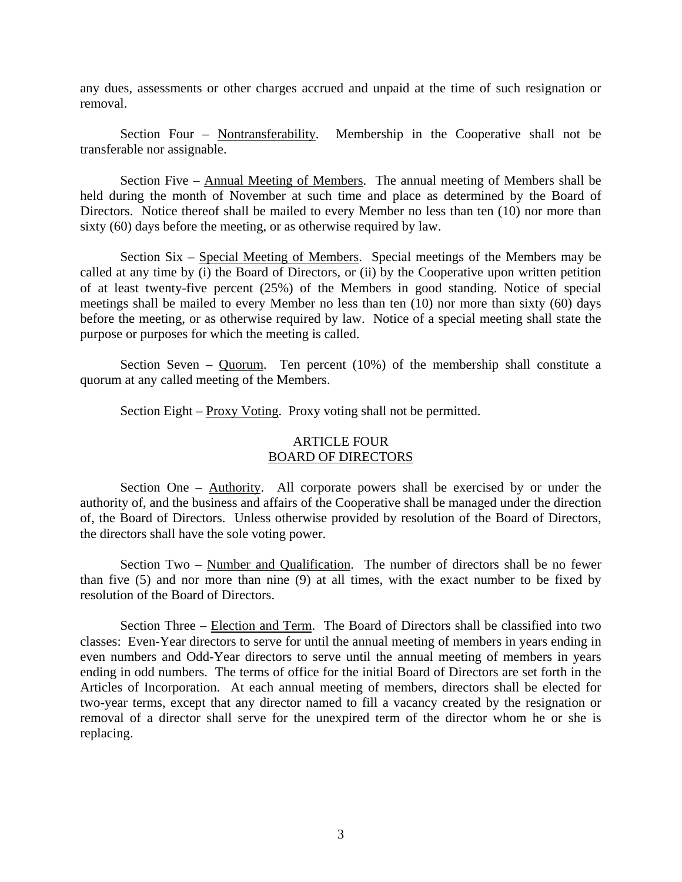any dues, assessments or other charges accrued and unpaid at the time of such resignation or removal.

Section Four – Nontransferability. Membership in the Cooperative shall not be transferable nor assignable.

Section Five – Annual Meeting of Members. The annual meeting of Members shall be held during the month of November at such time and place as determined by the Board of Directors. Notice thereof shall be mailed to every Member no less than ten (10) nor more than sixty (60) days before the meeting, or as otherwise required by law.

Section Six – Special Meeting of Members. Special meetings of the Members may be called at any time by (i) the Board of Directors, or (ii) by the Cooperative upon written petition of at least twenty-five percent (25%) of the Members in good standing. Notice of special meetings shall be mailed to every Member no less than ten (10) nor more than sixty (60) days before the meeting, or as otherwise required by law. Notice of a special meeting shall state the purpose or purposes for which the meeting is called.

Section Seven – Quorum. Ten percent (10%) of the membership shall constitute a quorum at any called meeting of the Members.

Section Eight – Proxy Voting. Proxy voting shall not be permitted.

## ARTICLE FOUR
## BOARD OF DIRECTORS

Section One – Authority. All corporate powers shall be exercised by or under the authority of, and the business and affairs of the Cooperative shall be managed under the direction of, the Board of Directors. Unless otherwise provided by resolution of the Board of Directors, the directors shall have the sole voting power.

Section Two – Number and Qualification. The number of directors shall be no fewer than five (5) and nor more than nine (9) at all times, with the exact number to be fixed by resolution of the Board of Directors.

Section Three – Election and Term. The Board of Directors shall be classified into two classes: Even-Year directors to serve for until the annual meeting of members in years ending in even numbers and Odd-Year directors to serve until the annual meeting of members in years ending in odd numbers. The terms of office for the initial Board of Directors are set forth in the Articles of Incorporation. At each annual meeting of members, directors shall be elected for two-year terms, except that any director named to fill a vacancy created by the resignation or removal of a director shall serve for the unexpired term of the director whom he or she is replacing.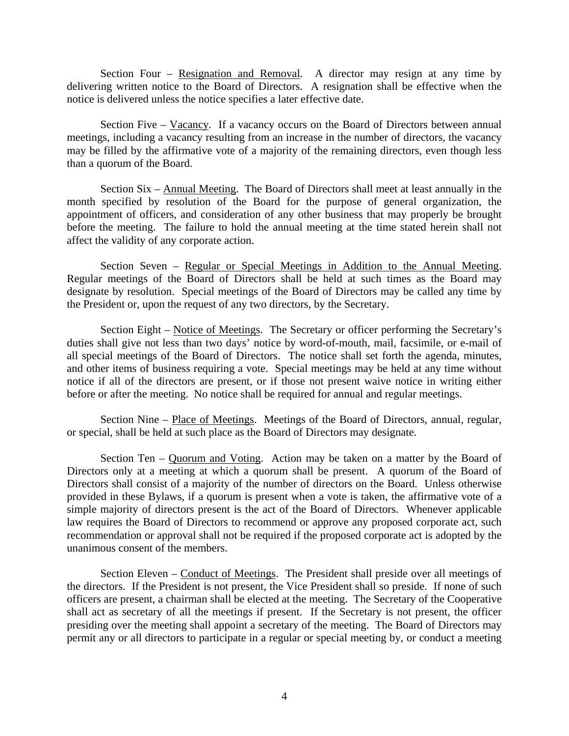Section Four – Resignation and Removal. A director may resign at any time by delivering written notice to the Board of Directors. A resignation shall be effective when the notice is delivered unless the notice specifies a later effective date.

Section Five – Vacancy. If a vacancy occurs on the Board of Directors between annual meetings, including a vacancy resulting from an increase in the number of directors, the vacancy may be filled by the affirmative vote of a majority of the remaining directors, even though less than a quorum of the Board.

Section Six – Annual Meeting. The Board of Directors shall meet at least annually in the month specified by resolution of the Board for the purpose of general organization, the appointment of officers, and consideration of any other business that may properly be brought before the meeting. The failure to hold the annual meeting at the time stated herein shall not affect the validity of any corporate action.

Section Seven – Regular or Special Meetings in Addition to the Annual Meeting. Regular meetings of the Board of Directors shall be held at such times as the Board may designate by resolution. Special meetings of the Board of Directors may be called any time by the President or, upon the request of any two directors, by the Secretary.

Section Eight – Notice of Meetings. The Secretary or officer performing the Secretary's duties shall give not less than two days' notice by word-of-mouth, mail, facsimile, or e-mail of all special meetings of the Board of Directors. The notice shall set forth the agenda, minutes, and other items of business requiring a vote. Special meetings may be held at any time without notice if all of the directors are present, or if those not present waive notice in writing either before or after the meeting. No notice shall be required for annual and regular meetings.

Section Nine – Place of Meetings. Meetings of the Board of Directors, annual, regular, or special, shall be held at such place as the Board of Directors may designate.

Section Ten – Quorum and Voting. Action may be taken on a matter by the Board of Directors only at a meeting at which a quorum shall be present. A quorum of the Board of Directors shall consist of a majority of the number of directors on the Board. Unless otherwise provided in these Bylaws, if a quorum is present when a vote is taken, the affirmative vote of a simple majority of directors present is the act of the Board of Directors. Whenever applicable law requires the Board of Directors to recommend or approve any proposed corporate act, such recommendation or approval shall not be required if the proposed corporate act is adopted by the unanimous consent of the members.

Section Eleven – Conduct of Meetings. The President shall preside over all meetings of the directors. If the President is not present, the Vice President shall so preside. If none of such officers are present, a chairman shall be elected at the meeting. The Secretary of the Cooperative shall act as secretary of all the meetings if present. If the Secretary is not present, the officer presiding over the meeting shall appoint a secretary of the meeting. The Board of Directors may permit any or all directors to participate in a regular or special meeting by, or conduct a meeting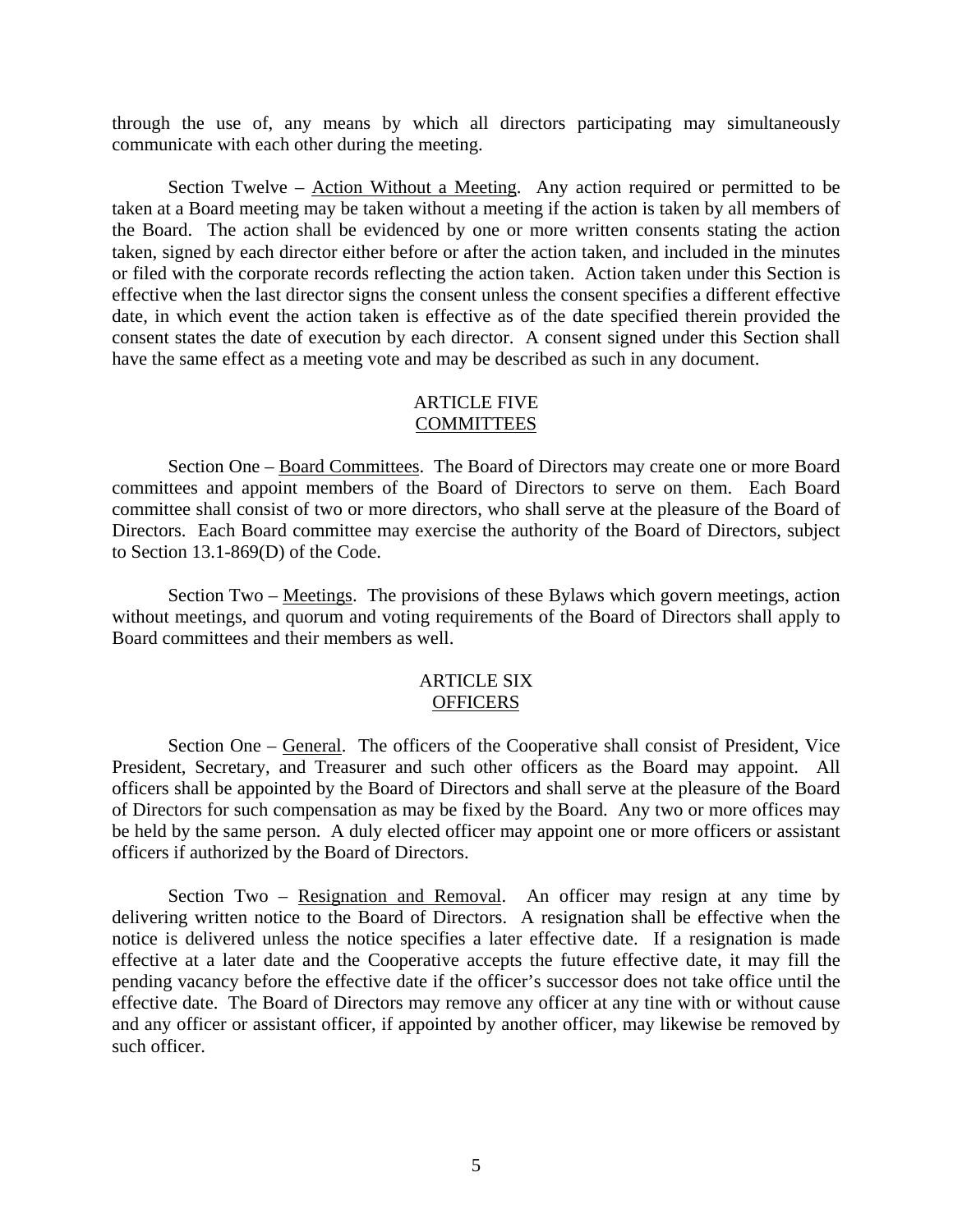through the use of, any means by which all directors participating may simultaneously communicate with each other during the meeting.

Section Twelve – Action Without a Meeting. Any action required or permitted to be taken at a Board meeting may be taken without a meeting if the action is taken by all members of the Board. The action shall be evidenced by one or more written consents stating the action taken, signed by each director either before or after the action taken, and included in the minutes or filed with the corporate records reflecting the action taken. Action taken under this Section is effective when the last director signs the consent unless the consent specifies a different effective date, in which event the action taken is effective as of the date specified therein provided the consent states the date of execution by each director. A consent signed under this Section shall have the same effect as a meeting vote and may be described as such in any document.

## ARTICLE FIVE
## COMMITTEES

Section One – Board Committees. The Board of Directors may create one or more Board committees and appoint members of the Board of Directors to serve on them. Each Board committee shall consist of two or more directors, who shall serve at the pleasure of the Board of Directors. Each Board committee may exercise the authority of the Board of Directors, subject to Section 13.1-869(D) of the Code.

Section Two – Meetings. The provisions of these Bylaws which govern meetings, action without meetings, and quorum and voting requirements of the Board of Directors shall apply to Board committees and their members as well.

## ARTICLE SIX
## OFFICERS

Section One – General. The officers of the Cooperative shall consist of President, Vice President, Secretary, and Treasurer and such other officers as the Board may appoint. All officers shall be appointed by the Board of Directors and shall serve at the pleasure of the Board of Directors for such compensation as may be fixed by the Board. Any two or more offices may be held by the same person. A duly elected officer may appoint one or more officers or assistant officers if authorized by the Board of Directors.

Section Two – Resignation and Removal. An officer may resign at any time by delivering written notice to the Board of Directors. A resignation shall be effective when the notice is delivered unless the notice specifies a later effective date. If a resignation is made effective at a later date and the Cooperative accepts the future effective date, it may fill the pending vacancy before the effective date if the officer's successor does not take office until the effective date. The Board of Directors may remove any officer at any tine with or without cause and any officer or assistant officer, if appointed by another officer, may likewise be removed by such officer.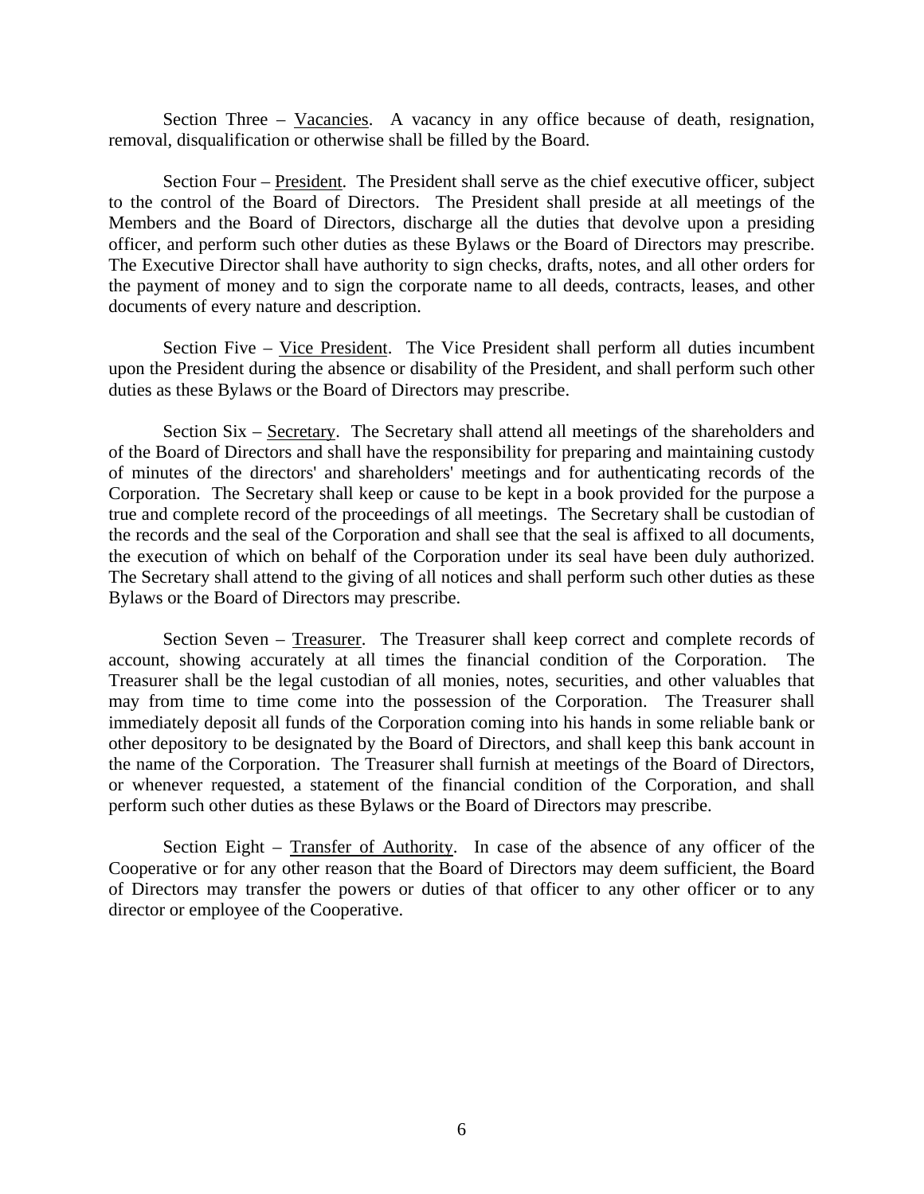Section Three – Vacancies. A vacancy in any office because of death, resignation, removal, disqualification or otherwise shall be filled by the Board.

Section Four – President. The President shall serve as the chief executive officer, subject to the control of the Board of Directors. The President shall preside at all meetings of the Members and the Board of Directors, discharge all the duties that devolve upon a presiding officer, and perform such other duties as these Bylaws or the Board of Directors may prescribe. The Executive Director shall have authority to sign checks, drafts, notes, and all other orders for the payment of money and to sign the corporate name to all deeds, contracts, leases, and other documents of every nature and description.

Section Five – Vice President. The Vice President shall perform all duties incumbent upon the President during the absence or disability of the President, and shall perform such other duties as these Bylaws or the Board of Directors may prescribe.

Section Six – Secretary. The Secretary shall attend all meetings of the shareholders and of the Board of Directors and shall have the responsibility for preparing and maintaining custody of minutes of the directors' and shareholders' meetings and for authenticating records of the Corporation. The Secretary shall keep or cause to be kept in a book provided for the purpose a true and complete record of the proceedings of all meetings. The Secretary shall be custodian of the records and the seal of the Corporation and shall see that the seal is affixed to all documents, the execution of which on behalf of the Corporation under its seal have been duly authorized. The Secretary shall attend to the giving of all notices and shall perform such other duties as these Bylaws or the Board of Directors may prescribe.

Section Seven – Treasurer. The Treasurer shall keep correct and complete records of account, showing accurately at all times the financial condition of the Corporation. The Treasurer shall be the legal custodian of all monies, notes, securities, and other valuables that may from time to time come into the possession of the Corporation. The Treasurer shall immediately deposit all funds of the Corporation coming into his hands in some reliable bank or other depository to be designated by the Board of Directors, and shall keep this bank account in the name of the Corporation. The Treasurer shall furnish at meetings of the Board of Directors, or whenever requested, a statement of the financial condition of the Corporation, and shall perform such other duties as these Bylaws or the Board of Directors may prescribe.

Section Eight – Transfer of Authority. In case of the absence of any officer of the Cooperative or for any other reason that the Board of Directors may deem sufficient, the Board of Directors may transfer the powers or duties of that officer to any other officer or to any director or employee of the Cooperative.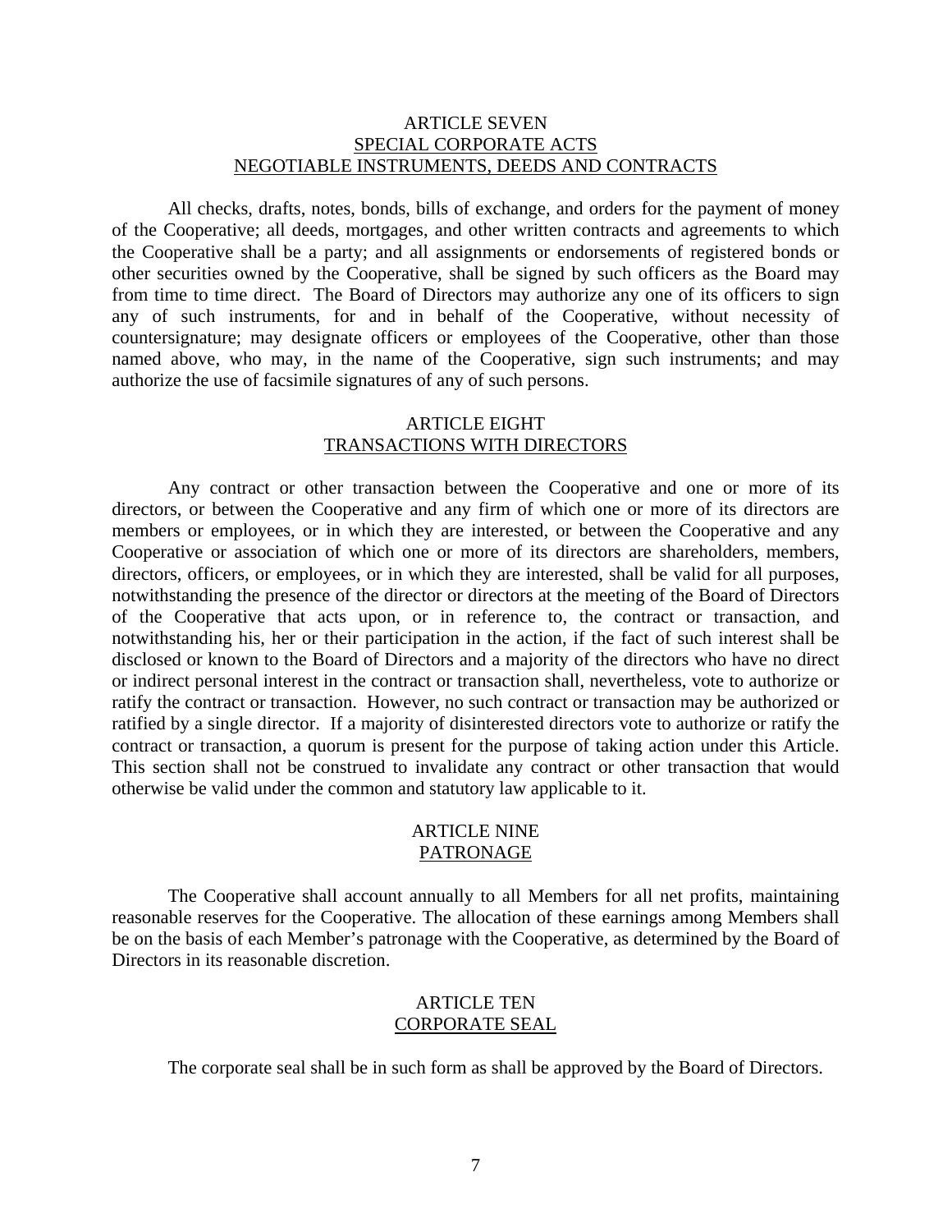## ARTICLE SEVEN
## SPECIAL CORPORATE ACTS
## NEGOTIABLE INSTRUMENTS, DEEDS AND CONTRACTS

All checks, drafts, notes, bonds, bills of exchange, and orders for the payment of money of the Cooperative; all deeds, mortgages, and other written contracts and agreements to which the Cooperative shall be a party; and all assignments or endorsements of registered bonds or other securities owned by the Cooperative, shall be signed by such officers as the Board may from time to time direct. The Board of Directors may authorize any one of its officers to sign any of such instruments, for and in behalf of the Cooperative, without necessity of countersignature; may designate officers or employees of the Cooperative, other than those named above, who may, in the name of the Cooperative, sign such instruments; and may authorize the use of facsimile signatures of any of such persons.

## ARTICLE EIGHT
## TRANSACTIONS WITH DIRECTORS

Any contract or other transaction between the Cooperative and one or more of its directors, or between the Cooperative and any firm of which one or more of its directors are members or employees, or in which they are interested, or between the Cooperative and any Cooperative or association of which one or more of its directors are shareholders, members, directors, officers, or employees, or in which they are interested, shall be valid for all purposes, notwithstanding the presence of the director or directors at the meeting of the Board of Directors of the Cooperative that acts upon, or in reference to, the contract or transaction, and notwithstanding his, her or their participation in the action, if the fact of such interest shall be disclosed or known to the Board of Directors and a majority of the directors who have no direct or indirect personal interest in the contract or transaction shall, nevertheless, vote to authorize or ratify the contract or transaction. However, no such contract or transaction may be authorized or ratified by a single director. If a majority of disinterested directors vote to authorize or ratify the contract or transaction, a quorum is present for the purpose of taking action under this Article. This section shall not be construed to invalidate any contract or other transaction that would otherwise be valid under the common and statutory law applicable to it.

## ARTICLE NINE
## PATRONAGE

The Cooperative shall account annually to all Members for all net profits, maintaining reasonable reserves for the Cooperative. The allocation of these earnings among Members shall be on the basis of each Member's patronage with the Cooperative, as determined by the Board of Directors in its reasonable discretion.

## ARTICLE TEN
## CORPORATE SEAL

The corporate seal shall be in such form as shall be approved by the Board of Directors.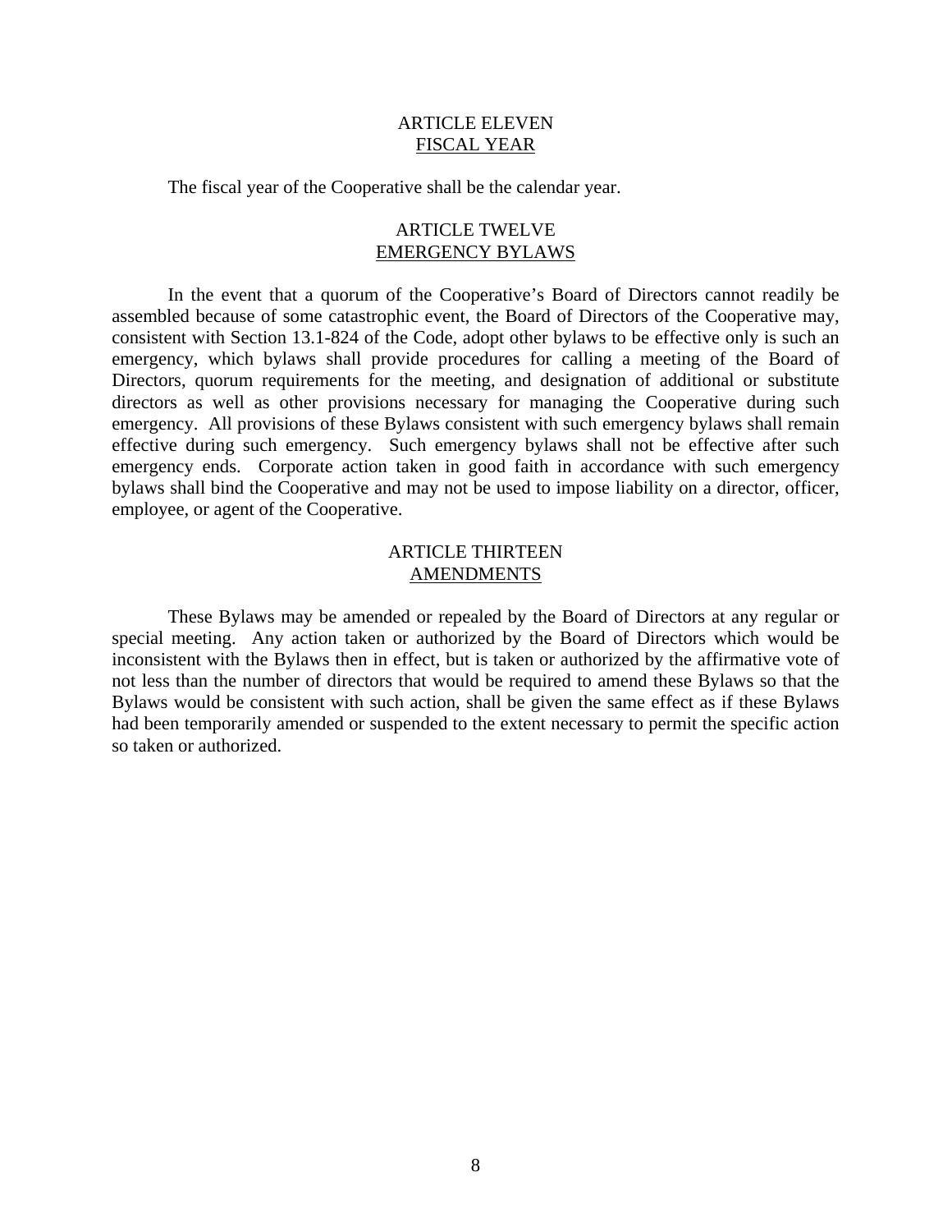## ARTICLE ELEVEN
## FISCAL YEAR

The fiscal year of the Cooperative shall be the calendar year.

## ARTICLE TWELVE
## EMERGENCY BYLAWS

In the event that a quorum of the Cooperative's Board of Directors cannot readily be assembled because of some catastrophic event, the Board of Directors of the Cooperative may, consistent with Section 13.1-824 of the Code, adopt other bylaws to be effective only is such an emergency, which bylaws shall provide procedures for calling a meeting of the Board of Directors, quorum requirements for the meeting, and designation of additional or substitute directors as well as other provisions necessary for managing the Cooperative during such emergency. All provisions of these Bylaws consistent with such emergency bylaws shall remain effective during such emergency. Such emergency bylaws shall not be effective after such emergency ends. Corporate action taken in good faith in accordance with such emergency bylaws shall bind the Cooperative and may not be used to impose liability on a director, officer, employee, or agent of the Cooperative.

## ARTICLE THIRTEEN
## AMENDMENTS

These Bylaws may be amended or repealed by the Board of Directors at any regular or special meeting. Any action taken or authorized by the Board of Directors which would be inconsistent with the Bylaws then in effect, but is taken or authorized by the affirmative vote of not less than the number of directors that would be required to amend these Bylaws so that the Bylaws would be consistent with such action, shall be given the same effect as if these Bylaws had been temporarily amended or suspended to the extent necessary to permit the specific action so taken or authorized.